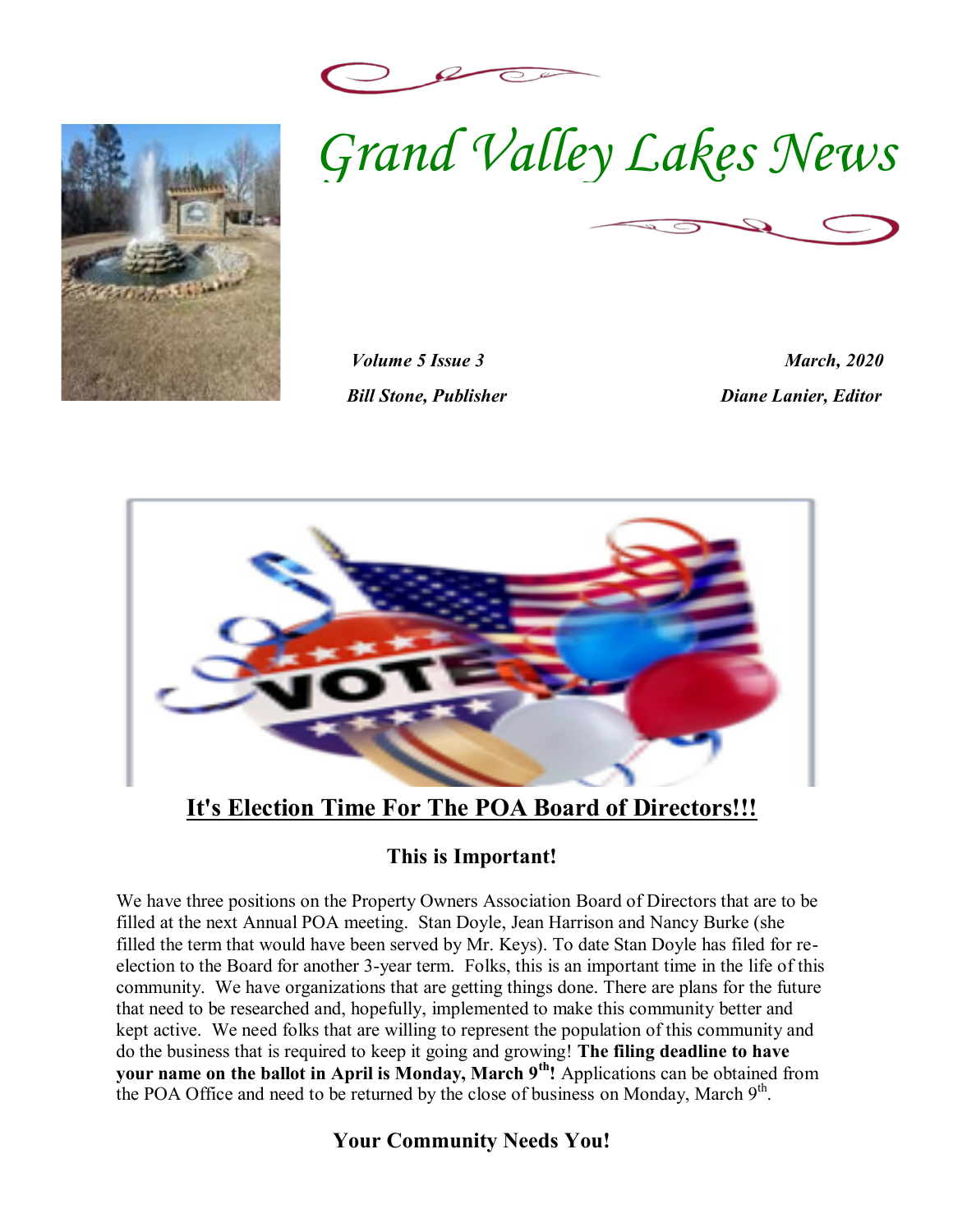# Grand Valley Lakes News

*Volume 5 Issue 3* *March, 2020*

*Bill Stone, Publisher* *Diane Lanier, Editor*

## It's Election Time For The POA Board of Directors!!!

### This is Important!

We have three positions on the Property Owners Association Board of Directors that are to be filled at the next Annual POA meeting. Stan Doyle, Jean Harrison and Nancy Burke (she filled the term that would have been served by Mr. Keys). To date Stan Doyle has filed for re-election to the Board for another 3-year term. Folks, this is an important time in the life of this community. We have organizations that are getting things done. There are plans for the future that need to be researched and, hopefully, implemented to make this community better and kept active. We need folks that are willing to represent the population of this community and do the business that is required to keep it going and growing! **The filing deadline to have your name on the ballot in April is Monday, March 9th!** Applications can be obtained from the POA Office and need to be returned by the close of business on Monday, March 9th.

### Your Community Needs You!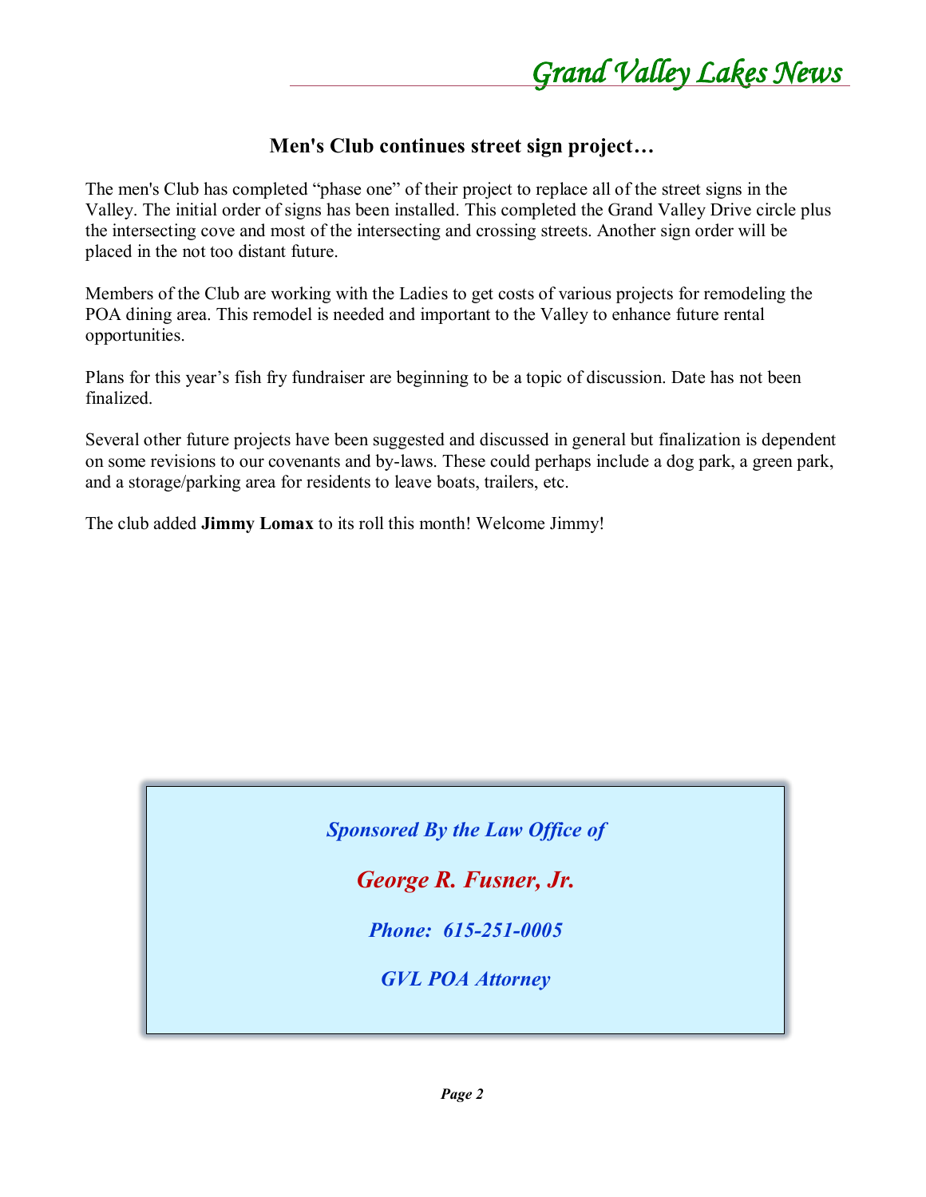## Men's Club continues street sign project…

The men's Club has completed "phase one" of their project to replace all of the street signs in the Valley. The initial order of signs has been installed. This completed the Grand Valley Drive circle plus the intersecting cove and most of the intersecting and crossing streets. Another sign order will be placed in the not too distant future.

Members of the Club are working with the Ladies to get costs of various projects for remodeling the POA dining area. This remodel is needed and important to the Valley to enhance future rental opportunities.

Plans for this year's fish fry fundraiser are beginning to be a topic of discussion. Date has not been finalized.

Several other future projects have been suggested and discussed in general but finalization is dependent on some revisions to our covenants and by-laws. These could perhaps include a dog park, a green park, and a storage/parking area for residents to leave boats, trailers, etc.

The club added **Jimmy Lomax** to its roll this month! Welcome Jimmy!

***Sponsored By the Law Office of***

***George R. Fusner, Jr.***

***Phone: 615-251-0005***

***GVL POA Attorney***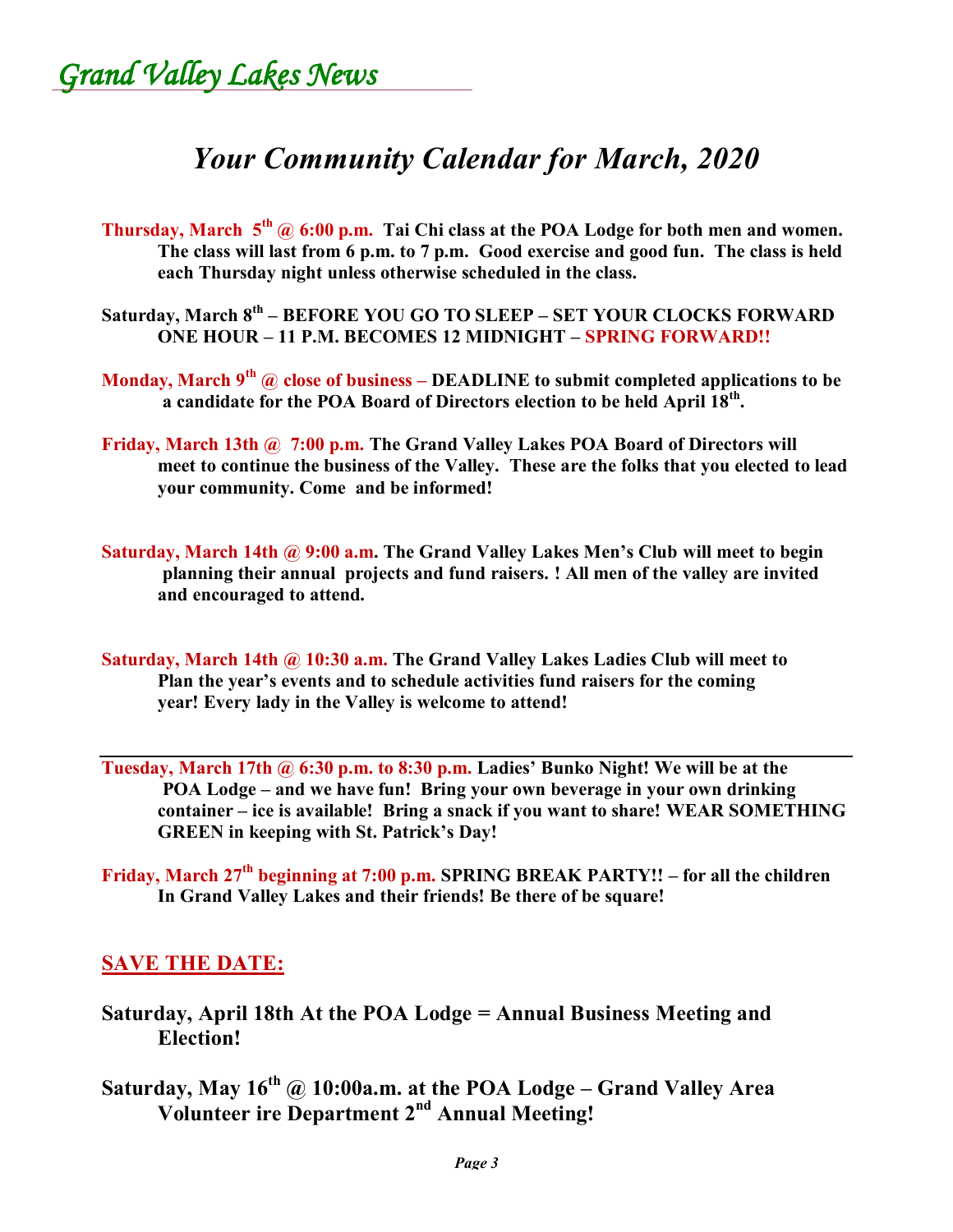*Grand Valley Lakes News*

# *Your Community Calendar for March, 2020*

**Thursday, March 5th @ 6:00 p.m. Tai Chi class at the POA Lodge for both men and women. The class will last from 6 p.m. to 7 p.m. Good exercise and good fun. The class is held each Thursday night unless otherwise scheduled in the class.**

**Saturday, March 8th – BEFORE YOU GO TO SLEEP – SET YOUR CLOCKS FORWARD ONE HOUR – 11 P.M. BECOMES 12 MIDNIGHT – SPRING FORWARD!!**

**Monday, March 9th @ close of business – DEADLINE to submit completed applications to be a candidate for the POA Board of Directors election to be held April 18th.**

**Friday, March 13th @ 7:00 p.m. The Grand Valley Lakes POA Board of Directors will meet to continue the business of the Valley. These are the folks that you elected to lead your community. Come and be informed!**

**Saturday, March 14th @ 9:00 a.m. The Grand Valley Lakes Men's Club will meet to begin planning their annual projects and fund raisers. ! All men of the valley are invited and encouraged to attend.**

**Saturday, March 14th @ 10:30 a.m. The Grand Valley Lakes Ladies Club will meet to Plan the year's events and to schedule activities fund raisers for the coming year! Every lady in the Valley is welcome to attend!**

---

**Tuesday, March 17th @ 6:30 p.m. to 8:30 p.m. Ladies' Bunko Night! We will be at the POA Lodge – and we have fun! Bring your own beverage in your own drinking container – ice is available! Bring a snack if you want to share! WEAR SOMETHING GREEN in keeping with St. Patrick's Day!**

**Friday, March 27th beginning at 7:00 p.m. SPRING BREAK PARTY!! – for all the children In Grand Valley Lakes and their friends! Be there of be square!**

## SAVE THE DATE:

**Saturday, April 18th At the POA Lodge = Annual Business Meeting and Election!**

**Saturday, May 16th @ 10:00a.m. at the POA Lodge – Grand Valley Area Volunteer ire Department 2nd Annual Meeting!**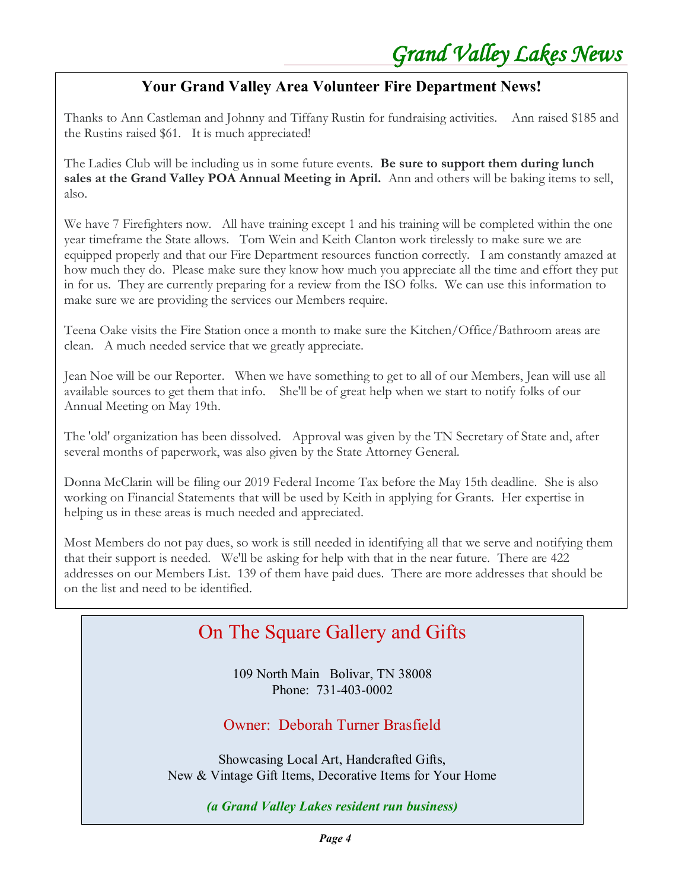## Your Grand Valley Area Volunteer Fire Department News!

Thanks to Ann Castleman and Johnny and Tiffany Rustin for fundraising activities. Ann raised $185 and the Rustins raised $61. It is much appreciated!

The Ladies Club will be including us in some future events. **Be sure to support them during lunch sales at the Grand Valley POA Annual Meeting in April.** Ann and others will be baking items to sell, also.

We have 7 Firefighters now. All have training except 1 and his training will be completed within the one year timeframe the State allows. Tom Wein and Keith Clanton work tirelessly to make sure we are equipped properly and that our Fire Department resources function correctly. I am constantly amazed at how much they do. Please make sure they know how much you appreciate all the time and effort they put in for us. They are currently preparing for a review from the ISO folks. We can use this information to make sure we are providing the services our Members require.

Teena Oake visits the Fire Station once a month to make sure the Kitchen/Office/Bathroom areas are clean. A much needed service that we greatly appreciate.

Jean Noe will be our Reporter. When we have something to get to all of our Members, Jean will use all available sources to get them that info. She'll be of great help when we start to notify folks of our Annual Meeting on May 19th.

The 'old' organization has been dissolved. Approval was given by the TN Secretary of State and, after several months of paperwork, was also given by the State Attorney General.

Donna McClarin will be filing our 2019 Federal Income Tax before the May 15th deadline. She is also working on Financial Statements that will be used by Keith in applying for Grants. Her expertise in helping us in these areas is much needed and appreciated.

Most Members do not pay dues, so work is still needed in identifying all that we serve and notifying them that their support is needed. We'll be asking for help with that in the near future. There are 422 addresses on our Members List. 139 of them have paid dues. There are more addresses that should be on the list and need to be identified.

## On The Square Gallery and Gifts

109 North Main Bolivar, TN 38008
Phone: 731-403-0002

Owner: Deborah Turner Brasfield

Showcasing Local Art, Handcrafted Gifts,
New & Vintage Gift Items, Decorative Items for Your Home

***(a Grand Valley Lakes resident run business)***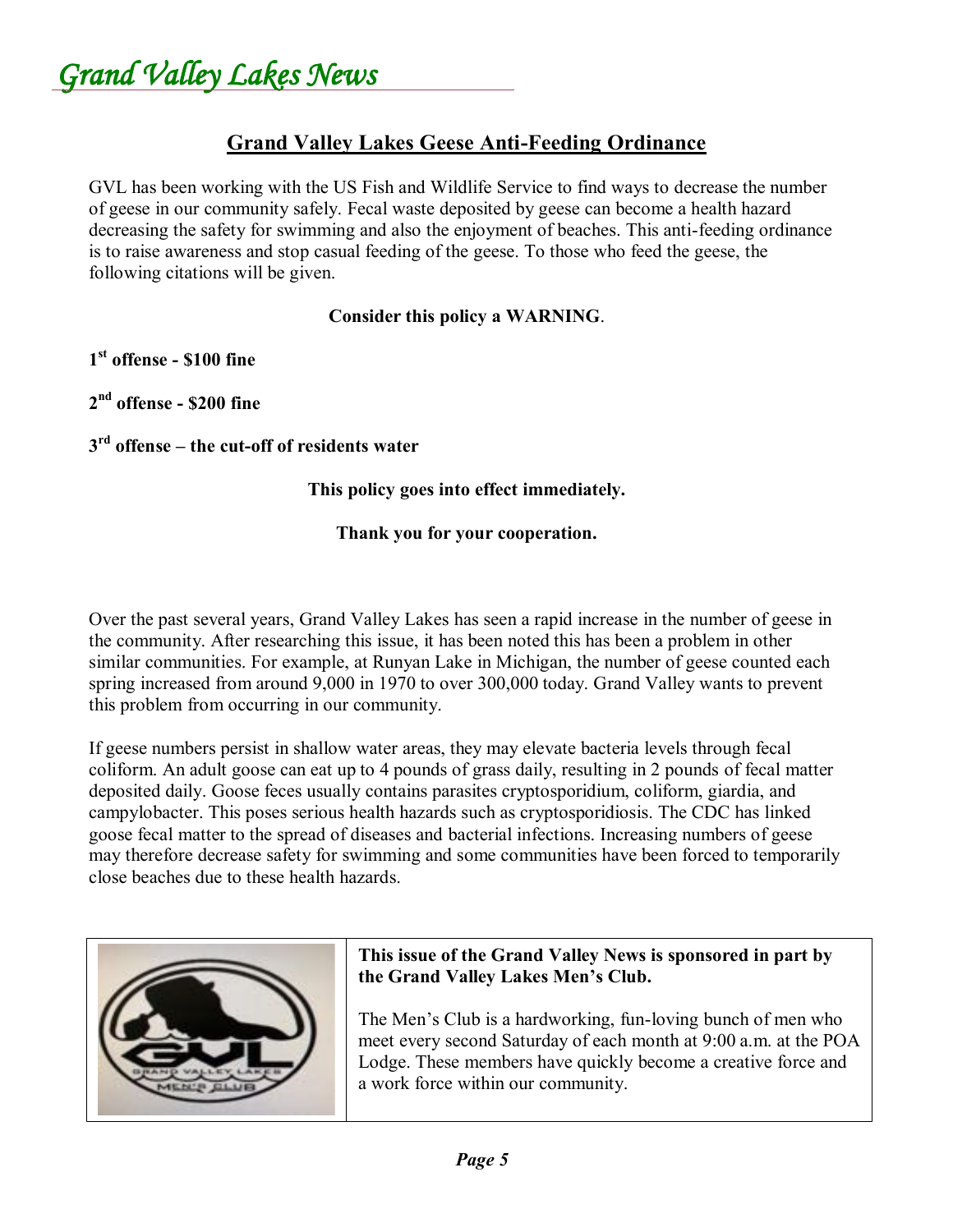## Grand Valley Lakes Geese Anti-Feeding Ordinance

GVL has been working with the US Fish and Wildlife Service to find ways to decrease the number of geese in our community safely. Fecal waste deposited by geese can become a health hazard decreasing the safety for swimming and also the enjoyment of beaches. This anti-feeding ordinance is to raise awareness and stop casual feeding of the geese. To those who feed the geese, the following citations will be given.

**Consider this policy a WARNING**.

**1st offense - $100 fine**

**2nd offense - $200 fine**

**3rd offense – the cut-off of residents water**

**This policy goes into effect immediately.**

**Thank you for your cooperation.**

Over the past several years, Grand Valley Lakes has seen a rapid increase in the number of geese in the community. After researching this issue, it has been noted this has been a problem in other similar communities. For example, at Runyan Lake in Michigan, the number of geese counted each spring increased from around 9,000 in 1970 to over 300,000 today. Grand Valley wants to prevent this problem from occurring in our community.

If geese numbers persist in shallow water areas, they may elevate bacteria levels through fecal coliform. An adult goose can eat up to 4 pounds of grass daily, resulting in 2 pounds of fecal matter deposited daily. Goose feces usually contains parasites cryptosporidium, coliform, giardia, and campylobacter. This poses serious health hazards such as cryptosporidiosis. The CDC has linked goose fecal matter to the spread of diseases and bacterial infections. Increasing numbers of geese may therefore decrease safety for swimming and some communities have been forced to temporarily close beaches due to these health hazards.

**This issue of the Grand Valley News is sponsored in part by the Grand Valley Lakes Men's Club.**

The Men's Club is a hardworking, fun-loving bunch of men who meet every second Saturday of each month at 9:00 a.m. at the POA Lodge. These members have quickly become a creative force and a work force within our community.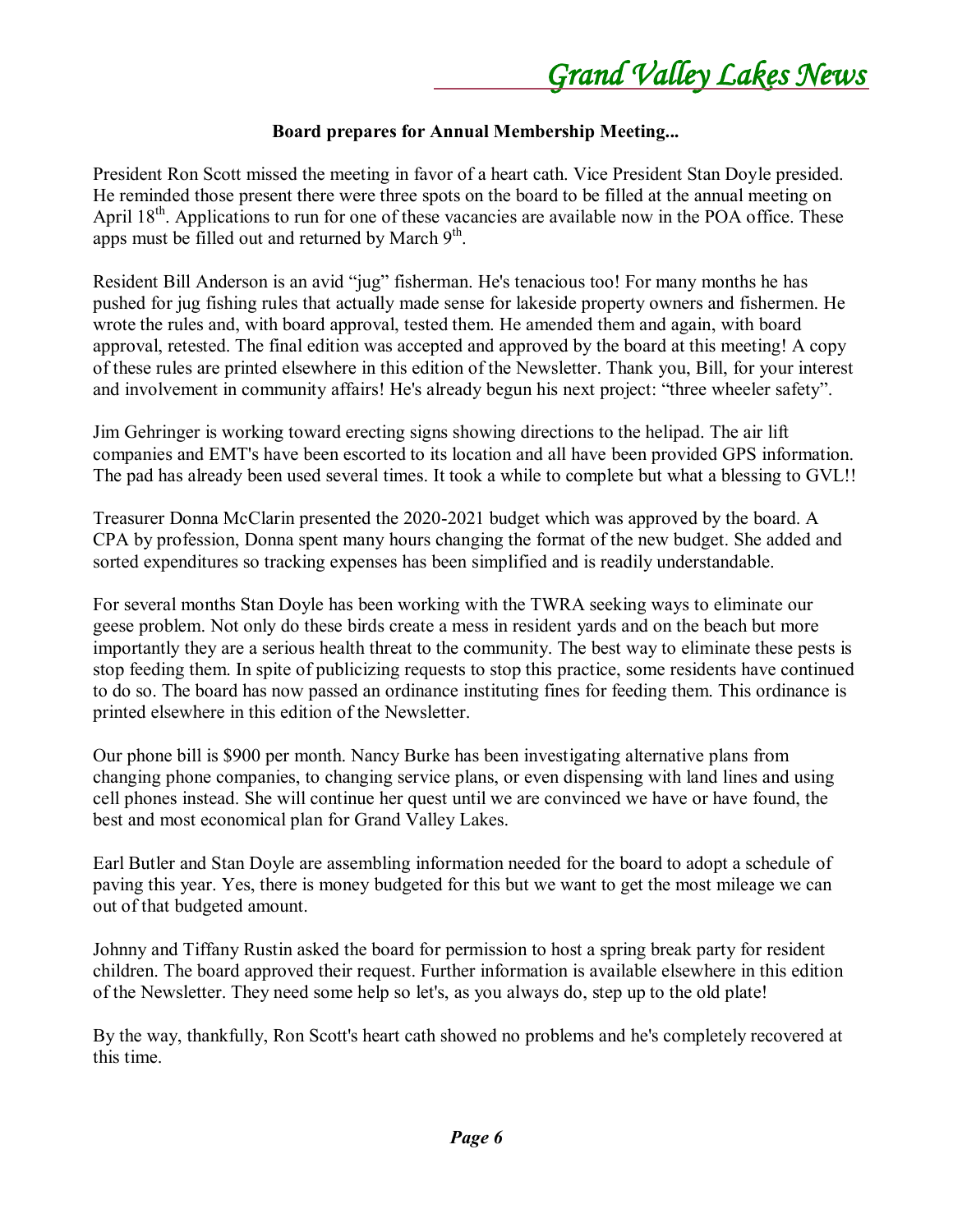## Board prepares for Annual Membership Meeting...

President Ron Scott missed the meeting in favor of a heart cath. Vice President Stan Doyle presided. He reminded those present there were three spots on the board to be filled at the annual meeting on April 18th. Applications to run for one of these vacancies are available now in the POA office. These apps must be filled out and returned by March 9th.

Resident Bill Anderson is an avid "jug" fisherman. He's tenacious too! For many months he has pushed for jug fishing rules that actually made sense for lakeside property owners and fishermen. He wrote the rules and, with board approval, tested them. He amended them and again, with board approval, retested. The final edition was accepted and approved by the board at this meeting! A copy of these rules are printed elsewhere in this edition of the Newsletter. Thank you, Bill, for your interest and involvement in community affairs! He's already begun his next project: "three wheeler safety".

Jim Gehringer is working toward erecting signs showing directions to the helipad. The air lift companies and EMT's have been escorted to its location and all have been provided GPS information. The pad has already been used several times. It took a while to complete but what a blessing to GVL!!

Treasurer Donna McClarin presented the 2020-2021 budget which was approved by the board. A CPA by profession, Donna spent many hours changing the format of the new budget. She added and sorted expenditures so tracking expenses has been simplified and is readily understandable.

For several months Stan Doyle has been working with the TWRA seeking ways to eliminate our geese problem. Not only do these birds create a mess in resident yards and on the beach but more importantly they are a serious health threat to the community. The best way to eliminate these pests is stop feeding them. In spite of publicizing requests to stop this practice, some residents have continued to do so. The board has now passed an ordinance instituting fines for feeding them. This ordinance is printed elsewhere in this edition of the Newsletter.

Our phone bill is $900 per month. Nancy Burke has been investigating alternative plans from changing phone companies, to changing service plans, or even dispensing with land lines and using cell phones instead. She will continue her quest until we are convinced we have or have found, the best and most economical plan for Grand Valley Lakes.

Earl Butler and Stan Doyle are assembling information needed for the board to adopt a schedule of paving this year. Yes, there is money budgeted for this but we want to get the most mileage we can out of that budgeted amount.

Johnny and Tiffany Rustin asked the board for permission to host a spring break party for resident children. The board approved their request. Further information is available elsewhere in this edition of the Newsletter. They need some help so let's, as you always do, step up to the old plate!

By the way, thankfully, Ron Scott's heart cath showed no problems and he's completely recovered at this time.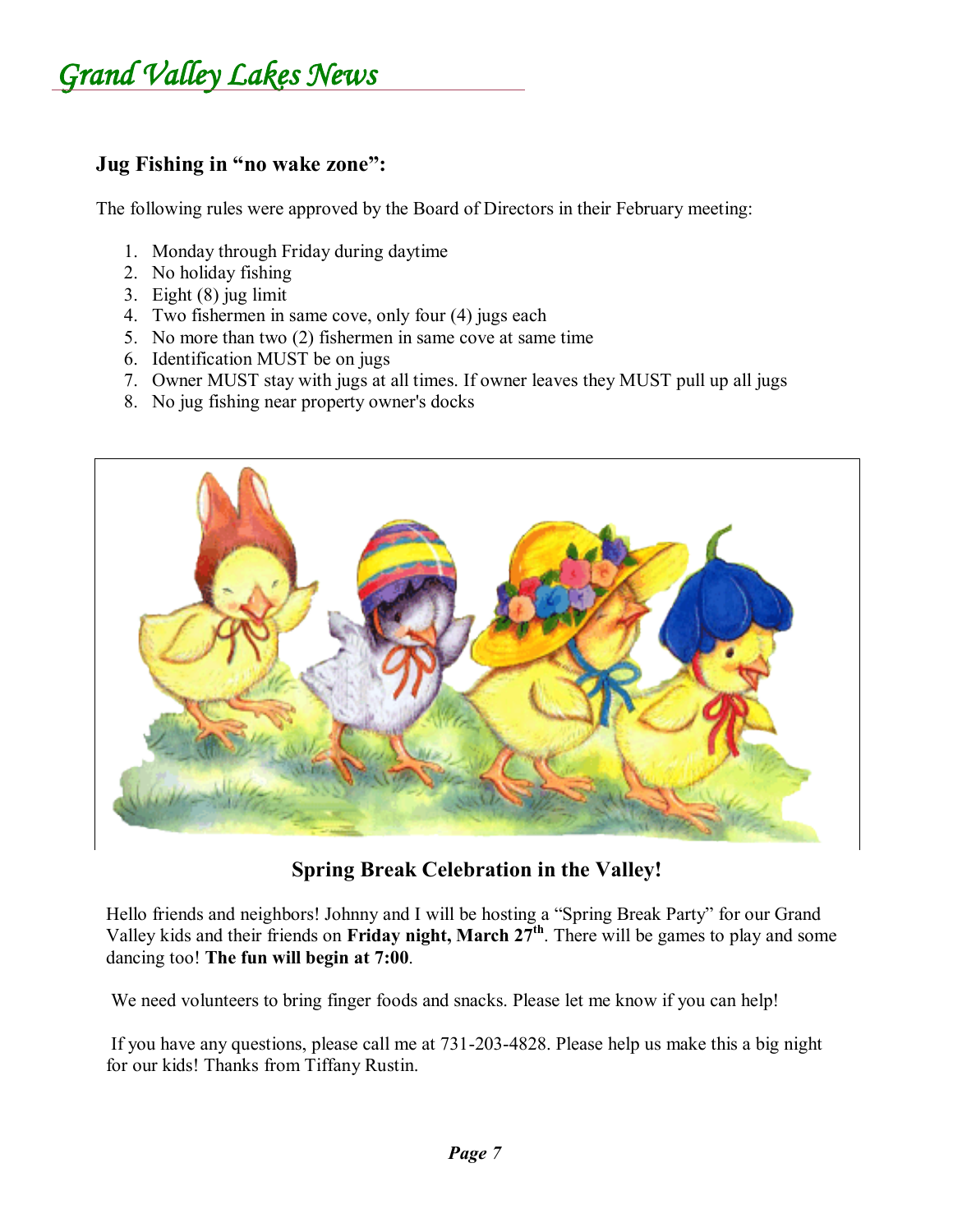## Jug Fishing in "no wake zone":

The following rules were approved by the Board of Directors in their February meeting:

1. Monday through Friday during daytime
2. No holiday fishing
3. Eight (8) jug limit
4. Two fishermen in same cove, only four (4) jugs each
5. No more than two (2) fishermen in same cove at same time
6. Identification MUST be on jugs
7. Owner MUST stay with jugs at all times. If owner leaves they MUST pull up all jugs
8. No jug fishing near property owner's docks

## Spring Break Celebration in the Valley!

Hello friends and neighbors! Johnny and I will be hosting a "Spring Break Party" for our Grand Valley kids and their friends on **Friday night, March 27th**. There will be games to play and some dancing too! **The fun will begin at 7:00**.

We need volunteers to bring finger foods and snacks. Please let me know if you can help!

If you have any questions, please call me at 731-203-4828. Please help us make this a big night for our kids! Thanks from Tiffany Rustin.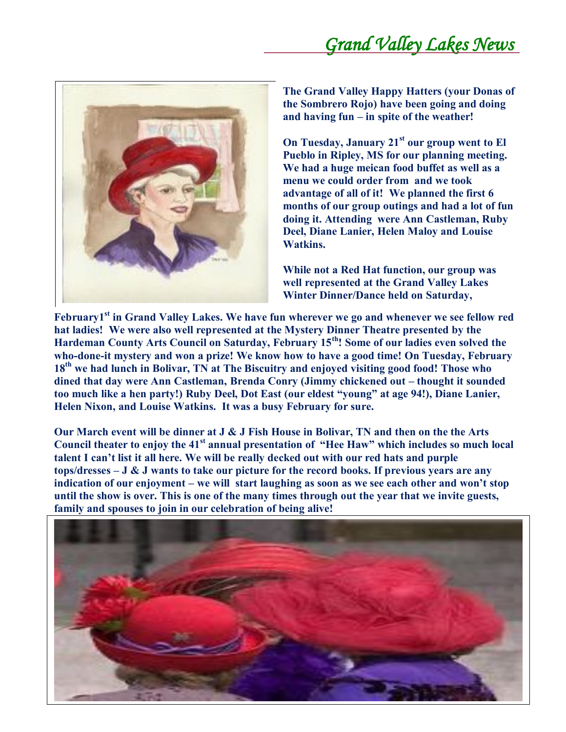# *Grand Valley Lakes News*

**The Grand Valley Happy Hatters (your Donas of the Sombrero Rojo) have been going and doing and having fun – in spite of the weather!**

**On Tuesday, January 21st our group went to El Pueblo in Ripley, MS for our planning meeting. We had a huge meican food buffet as well as a menu we could order from and we took advantage of all of it! We planned the first 6 months of our group outings and had a lot of fun doing it. Attending were Ann Castleman, Ruby Deel, Diane Lanier, Helen Maloy and Louise Watkins.**

**While not a Red Hat function, our group was well represented at the Grand Valley Lakes Winter Dinner/Dance held on Saturday, February1st in Grand Valley Lakes. We have fun wherever we go and whenever we see fellow red hat ladies! We were also well represented at the Mystery Dinner Theatre presented by the Hardeman County Arts Council on Saturday, February 15th! Some of our ladies even solved the who-done-it mystery and won a prize! We know how to have a good time! On Tuesday, February 18th we had lunch in Bolivar, TN at The Biscuitry and enjoyed visiting good food! Those who dined that day were Ann Castleman, Brenda Conry (Jimmy chickened out – thought it sounded too much like a hen party!) Ruby Deel, Dot East (our eldest "young" at age 94!), Diane Lanier, Helen Nixon, and Louise Watkins. It was a busy February for sure.**

**Our March event will be dinner at J & J Fish House in Bolivar, TN and then on the the Arts Council theater to enjoy the 41st annual presentation of "Hee Haw" which includes so much local talent I can't list it all here. We will be really decked out with our red hats and purple tops/dresses – J & J wants to take our picture for the record books. If previous years are any indication of our enjoyment – we will start laughing as soon as we see each other and won't stop until the show is over. This is one of the many times through out the year that we invite guests, family and spouses to join in our celebration of being alive!**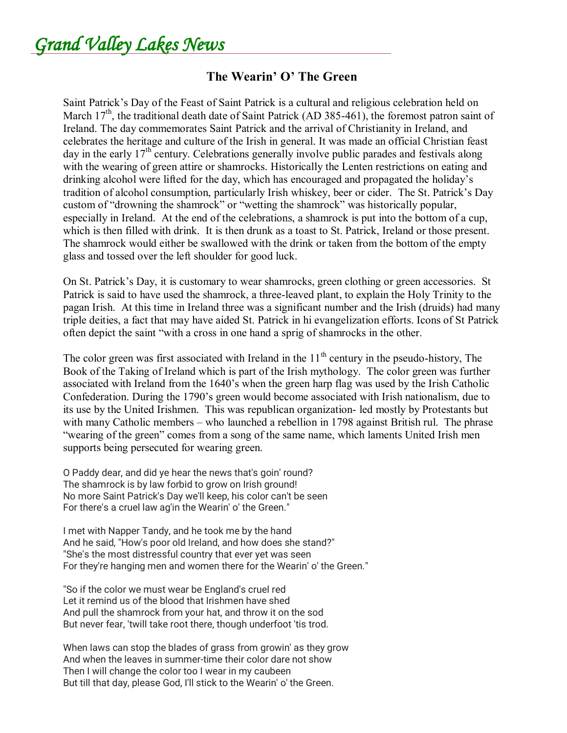# Grand Valley Lakes News

## The Wearin' O' The Green

Saint Patrick's Day of the Feast of Saint Patrick is a cultural and religious celebration held on March 17th, the traditional death date of Saint Patrick (AD 385-461), the foremost patron saint of Ireland. The day commemorates Saint Patrick and the arrival of Christianity in Ireland, and celebrates the heritage and culture of the Irish in general. It was made an official Christian feast day in the early 17th century. Celebrations generally involve public parades and festivals along with the wearing of green attire or shamrocks. Historically the Lenten restrictions on eating and drinking alcohol were lifted for the day, which has encouraged and propagated the holiday's tradition of alcohol consumption, particularly Irish whiskey, beer or cider. The St. Patrick's Day custom of "drowning the shamrock" or "wetting the shamrock" was historically popular, especially in Ireland. At the end of the celebrations, a shamrock is put into the bottom of a cup, which is then filled with drink. It is then drunk as a toast to St. Patrick, Ireland or those present. The shamrock would either be swallowed with the drink or taken from the bottom of the empty glass and tossed over the left shoulder for good luck.

On St. Patrick's Day, it is customary to wear shamrocks, green clothing or green accessories. St Patrick is said to have used the shamrock, a three-leaved plant, to explain the Holy Trinity to the pagan Irish. At this time in Ireland three was a significant number and the Irish (druids) had many triple deities, a fact that may have aided St. Patrick in hi evangelization efforts. Icons of St Patrick often depict the saint "with a cross in one hand a sprig of shamrocks in the other.

The color green was first associated with Ireland in the 11th century in the pseudo-history, The Book of the Taking of Ireland which is part of the Irish mythology. The color green was further associated with Ireland from the 1640's when the green harp flag was used by the Irish Catholic Confederation. During the 1790's green would become associated with Irish nationalism, due to its use by the United Irishmen. This was republican organization- led mostly by Protestants but with many Catholic members – who launched a rebellion in 1798 against British rul. The phrase "wearing of the green" comes from a song of the same name, which laments United Irish men supports being persecuted for wearing green.

O Paddy dear, and did ye hear the news that's goin' round?
The shamrock is by law forbid to grow on Irish ground!
No more Saint Patrick's Day we'll keep, his color can't be seen
For there's a cruel law ag'in the Wearin' o' the Green."

I met with Napper Tandy, and he took me by the hand
And he said, "How's poor old Ireland, and how does she stand?"
"She's the most distressful country that ever yet was seen
For they're hanging men and women there for the Wearin' o' the Green."

"So if the color we must wear be England's cruel red
Let it remind us of the blood that Irishmen have shed
And pull the shamrock from your hat, and throw it on the sod
But never fear, 'twill take root there, though underfoot 'tis trod.

When laws can stop the blades of grass from growin' as they grow
And when the leaves in summer-time their color dare not show
Then I will change the color too I wear in my caubeen
But till that day, please God, I'll stick to the Wearin' o' the Green.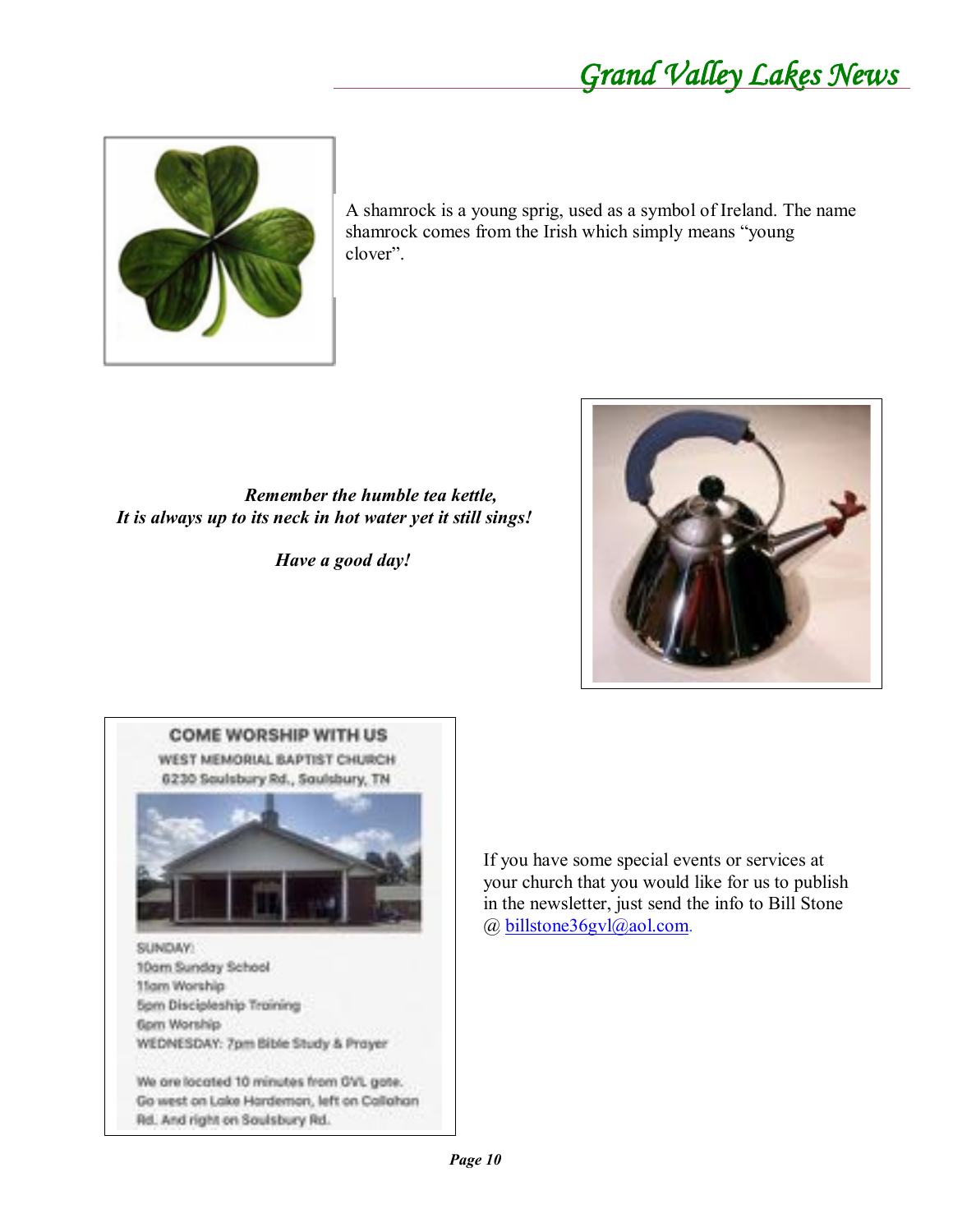A shamrock is a young sprig, used as a symbol of Ireland. The name shamrock comes from the Irish which simply means “young clover”.

***Remember the humble tea kettle,***
***It is always up to its neck in hot water yet it still sings!***

***Have a good day!***

**COME WORSHIP WITH US**

**WEST MEMORIAL BAPTIST CHURCH**
**6230 Saulsbury Rd., Saulsbury, TN**

SUNDAY:
10am Sunday School
11am Worship
5pm Discipleship Training
6pm Worship
WEDNESDAY: 7pm Bible Study & Prayer

We are located 10 minutes from GVL gate. Go west on Lake Hardeman, left on Callahan Rd. And right on Saulsbury Rd.

If you have some special events or services at your church that you would like for us to publish in the newsletter, just send the info to Bill Stone @ billstone36gvl@aol.com.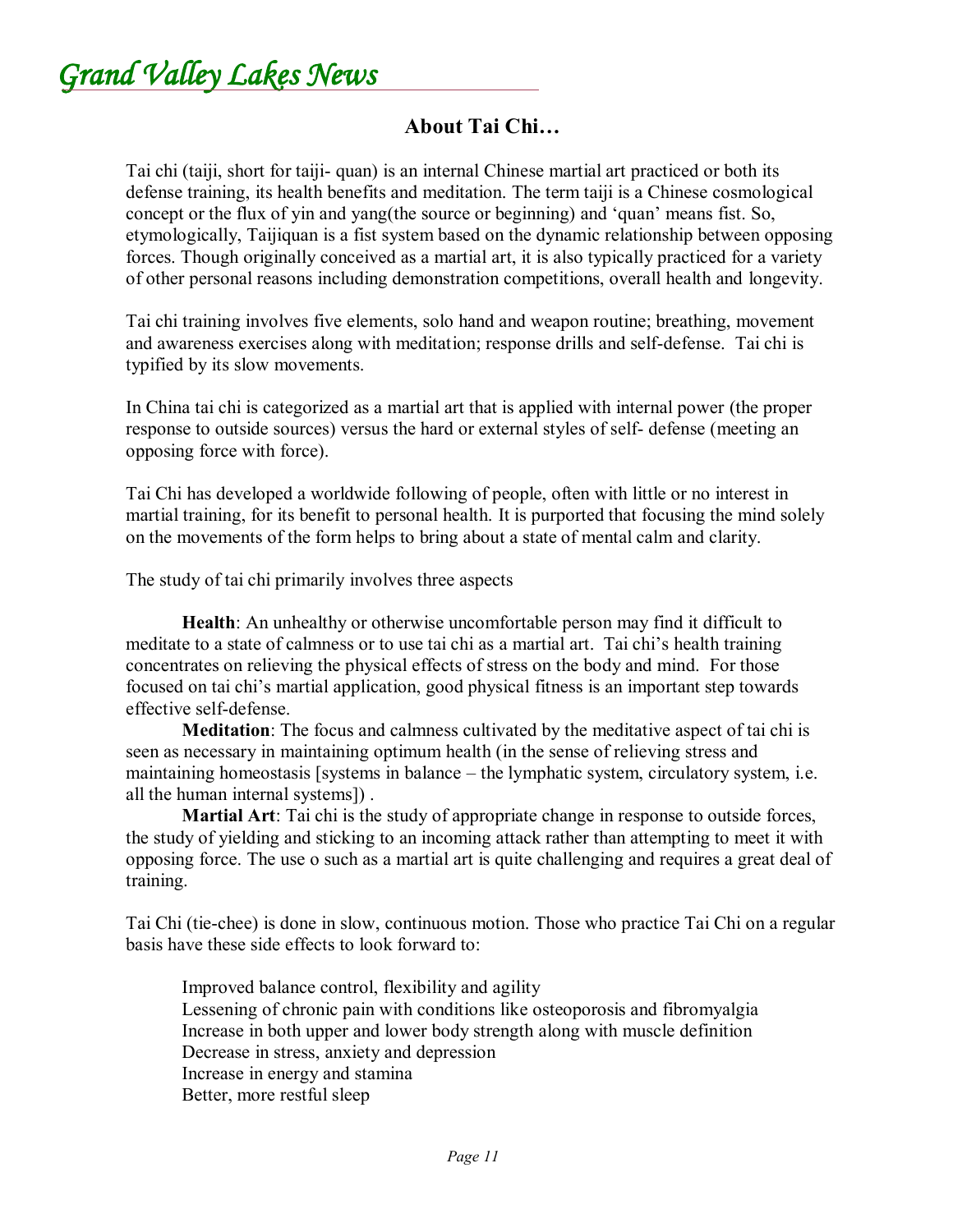## About Tai Chi…

Tai chi (taiji, short for taiji- quan) is an internal Chinese martial art practiced or both its defense training, its health benefits and meditation. The term taiji is a Chinese cosmological concept or the flux of yin and yang(the source or beginning) and 'quan' means fist. So, etymologically, Taijiquan is a fist system based on the dynamic relationship between opposing forces. Though originally conceived as a martial art, it is also typically practiced for a variety of other personal reasons including demonstration competitions, overall health and longevity.

Tai chi training involves five elements, solo hand and weapon routine; breathing, movement and awareness exercises along with meditation; response drills and self-defense. Tai chi is typified by its slow movements.

In China tai chi is categorized as a martial art that is applied with internal power (the proper response to outside sources) versus the hard or external styles of self- defense (meeting an opposing force with force).

Tai Chi has developed a worldwide following of people, often with little or no interest in martial training, for its benefit to personal health. It is purported that focusing the mind solely on the movements of the form helps to bring about a state of mental calm and clarity.

The study of tai chi primarily involves three aspects

**Health**: An unhealthy or otherwise uncomfortable person may find it difficult to meditate to a state of calmness or to use tai chi as a martial art. Tai chi's health training concentrates on relieving the physical effects of stress on the body and mind. For those focused on tai chi's martial application, good physical fitness is an important step towards effective self-defense.

**Meditation**: The focus and calmness cultivated by the meditative aspect of tai chi is seen as necessary in maintaining optimum health (in the sense of relieving stress and maintaining homeostasis [systems in balance – the lymphatic system, circulatory system, i.e. all the human internal systems]) .

**Martial Art**: Tai chi is the study of appropriate change in response to outside forces, the study of yielding and sticking to an incoming attack rather than attempting to meet it with opposing force. The use o such as a martial art is quite challenging and requires a great deal of training.

Tai Chi (tie-chee) is done in slow, continuous motion. Those who practice Tai Chi on a regular basis have these side effects to look forward to:

- Improved balance control, flexibility and agility
- Lessening of chronic pain with conditions like osteoporosis and fibromyalgia
- Increase in both upper and lower body strength along with muscle definition
- Decrease in stress, anxiety and depression
- Increase in energy and stamina
- Better, more restful sleep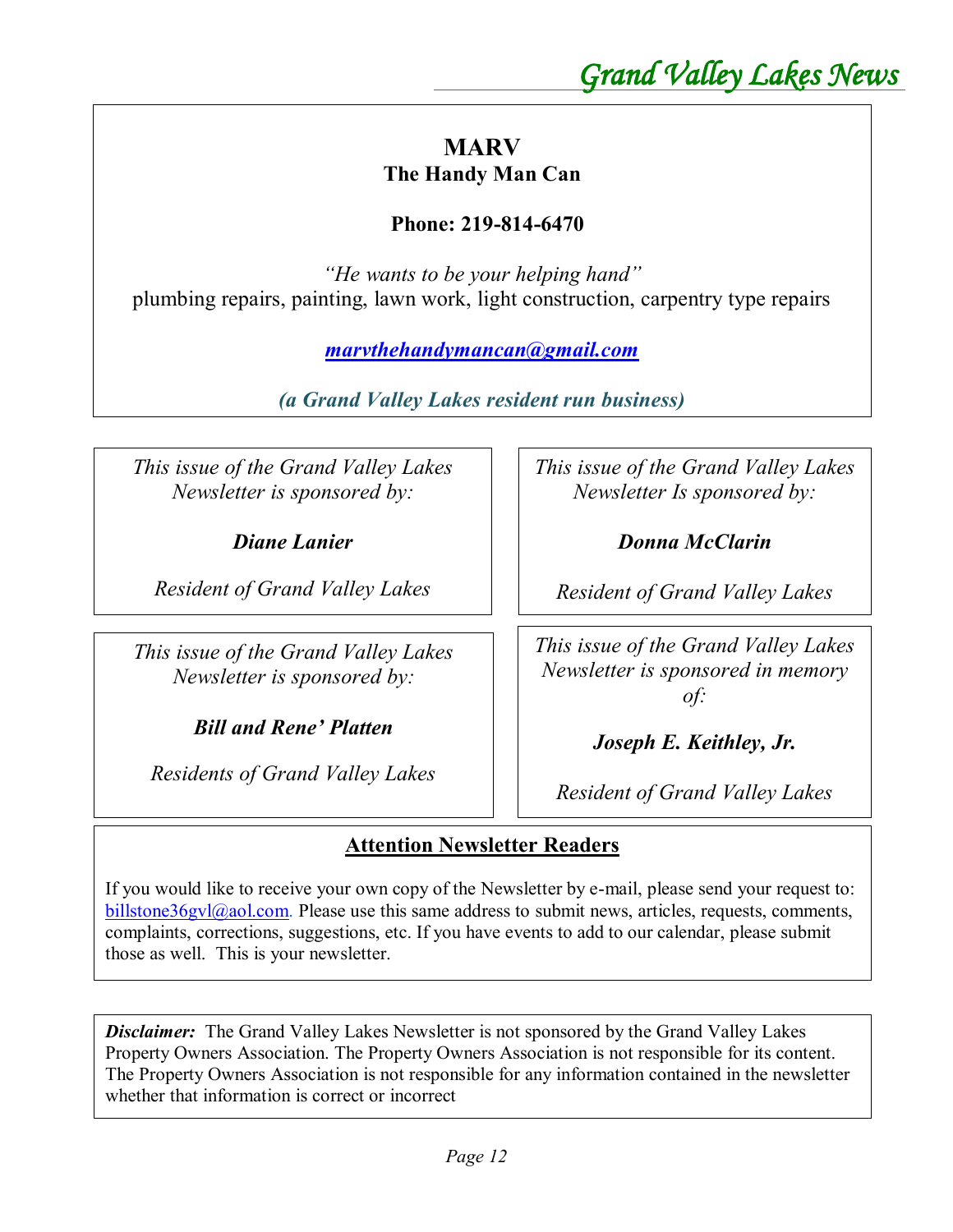**MARV**
**The Handy Man Can**

**Phone: 219-814-6470**

*"He wants to be your helping hand"*
plumbing repairs, painting, lawn work, light construction, carpentry type repairs

***marvthehandymancan@gmail.com***

***(a Grand Valley Lakes resident run business)***

*This issue of the Grand Valley Lakes Newsletter is sponsored by:*

***Diane Lanier***

*Resident of Grand Valley Lakes*

*This issue of the Grand Valley Lakes Newsletter Is sponsored by:*

***Donna McClarin***

*Resident of Grand Valley Lakes*

*This issue of the Grand Valley Lakes Newsletter is sponsored by:*

***Bill and Rene' Platten***

*Residents of Grand Valley Lakes*

*This issue of the Grand Valley Lakes Newsletter is sponsored in memory of:*

***Joseph E. Keithley, Jr.***

*Resident of Grand Valley Lakes*

## Attention Newsletter Readers

If you would like to receive your own copy of the Newsletter by e-mail, please send your request to: billstone36gvl@aol.com. Please use this same address to submit news, articles, requests, comments, complaints, corrections, suggestions, etc. If you have events to add to our calendar, please submit those as well. This is your newsletter.

***Disclaimer:*** The Grand Valley Lakes Newsletter is not sponsored by the Grand Valley Lakes Property Owners Association. The Property Owners Association is not responsible for its content. The Property Owners Association is not responsible for any information contained in the newsletter whether that information is correct or incorrect